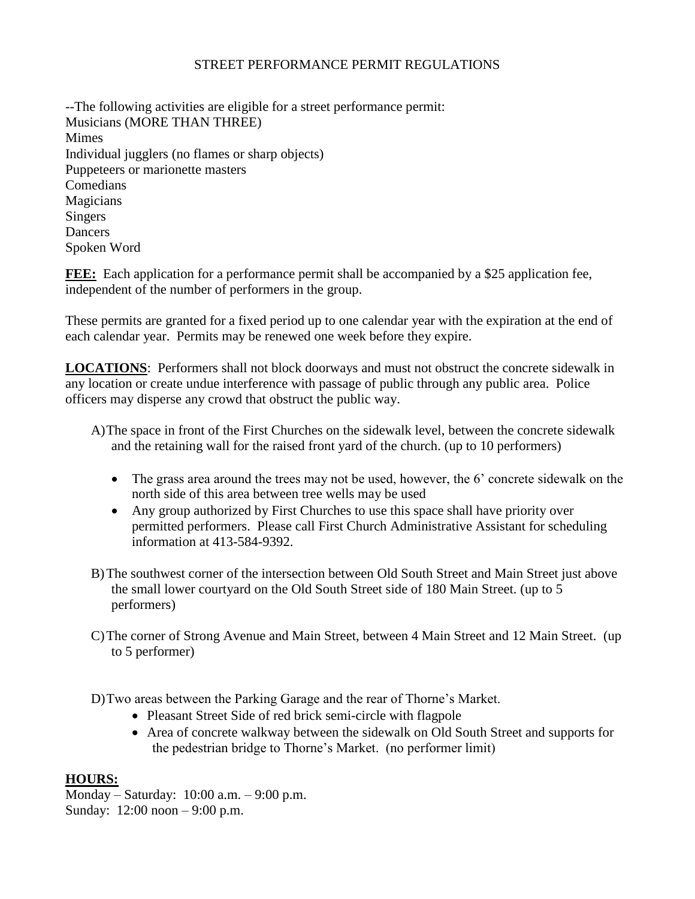# STREET PERFORMANCE PERMIT REGULATIONS

--The following activities are eligible for a street performance permit:
Musicians (MORE THAN THREE)
Mimes
Individual jugglers (no flames or sharp objects)
Puppeteers or marionette masters
Comedians
Magicians
Singers
Dancers
Spoken Word

**FEE:** Each application for a performance permit shall be accompanied by a $25 application fee, independent of the number of performers in the group.

These permits are granted for a fixed period up to one calendar year with the expiration at the end of each calendar year. Permits may be renewed one week before they expire.

**LOCATIONS**: Performers shall not block doorways and must not obstruct the concrete sidewalk in any location or create undue interference with passage of public through any public area. Police officers may disperse any crowd that obstruct the public way.

A) The space in front of the First Churches on the sidewalk level, between the concrete sidewalk and the retaining wall for the raised front yard of the church. (up to 10 performers)

- The grass area around the trees may not be used, however, the 6' concrete sidewalk on the north side of this area between tree wells may be used
- Any group authorized by First Churches to use this space shall have priority over permitted performers. Please call First Church Administrative Assistant for scheduling information at 413-584-9392.

B) The southwest corner of the intersection between Old South Street and Main Street just above the small lower courtyard on the Old South Street side of 180 Main Street. (up to 5 performers)

C) The corner of Strong Avenue and Main Street, between 4 Main Street and 12 Main Street. (up to 5 performer)

D) Two areas between the Parking Garage and the rear of Thorne's Market.

- Pleasant Street Side of red brick semi-circle with flagpole
- Area of concrete walkway between the sidewalk on Old South Street and supports for the pedestrian bridge to Thorne's Market. (no performer limit)

## HOURS:

Monday – Saturday: 10:00 a.m. – 9:00 p.m.
Sunday: 12:00 noon – 9:00 p.m.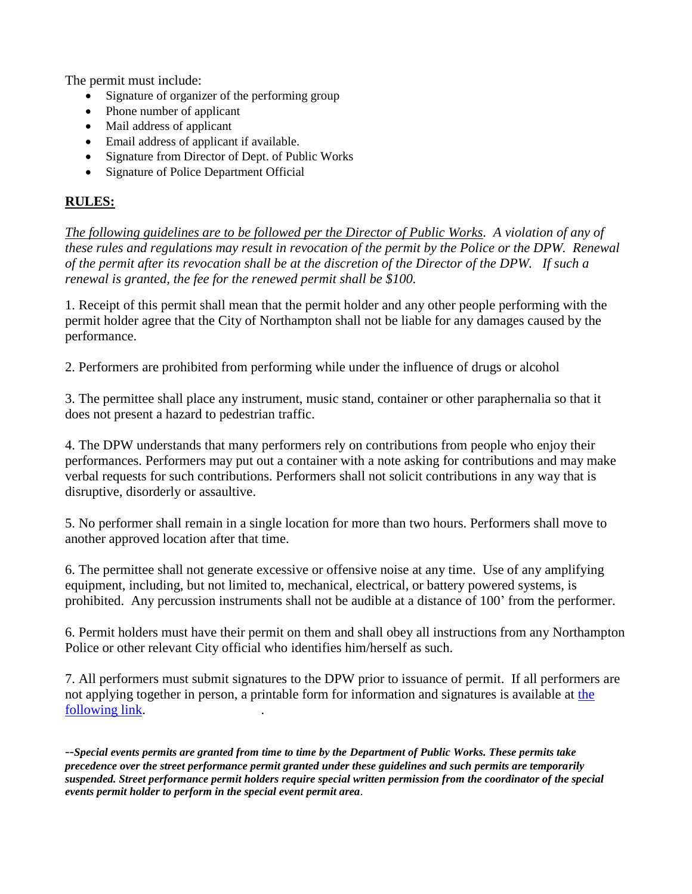The permit must include:

- Signature of organizer of the performing group
- Phone number of applicant
- Mail address of applicant
- Email address of applicant if available.
- Signature from Director of Dept. of Public Works
- Signature of Police Department Official

**RULES:**

*The following guidelines are to be followed per the Director of Public Works. A violation of any of these rules and regulations may result in revocation of the permit by the Police or the DPW. Renewal of the permit after its revocation shall be at the discretion of the Director of the DPW. If such a renewal is granted, the fee for the renewed permit shall be $100.*

1. Receipt of this permit shall mean that the permit holder and any other people performing with the permit holder agree that the City of Northampton shall not be liable for any damages caused by the performance.

2. Performers are prohibited from performing while under the influence of drugs or alcohol

3. The permittee shall place any instrument, music stand, container or other paraphernalia so that it does not present a hazard to pedestrian traffic.

4. The DPW understands that many performers rely on contributions from people who enjoy their performances. Performers may put out a container with a note asking for contributions and may make verbal requests for such contributions. Performers shall not solicit contributions in any way that is disruptive, disorderly or assaultive.

5. No performer shall remain in a single location for more than two hours. Performers shall move to another approved location after that time.

6. The permittee shall not generate excessive or offensive noise at any time. Use of any amplifying equipment, including, but not limited to, mechanical, electrical, or battery powered systems, is prohibited. Any percussion instruments shall not be audible at a distance of 100' from the performer.

6. Permit holders must have their permit on them and shall obey all instructions from any Northampton Police or other relevant City official who identifies him/herself as such.

7. All performers must submit signatures to the DPW prior to issuance of permit. If all performers are not applying together in person, a printable form for information and signatures is available at the following link.

***--Special events permits are granted from time to time by the Department of Public Works. These permits take precedence over the street performance permit granted under these guidelines and such permits are temporarily suspended. Street performance permit holders require special written permission from the coordinator of the special events permit holder to perform in the special event permit area.***